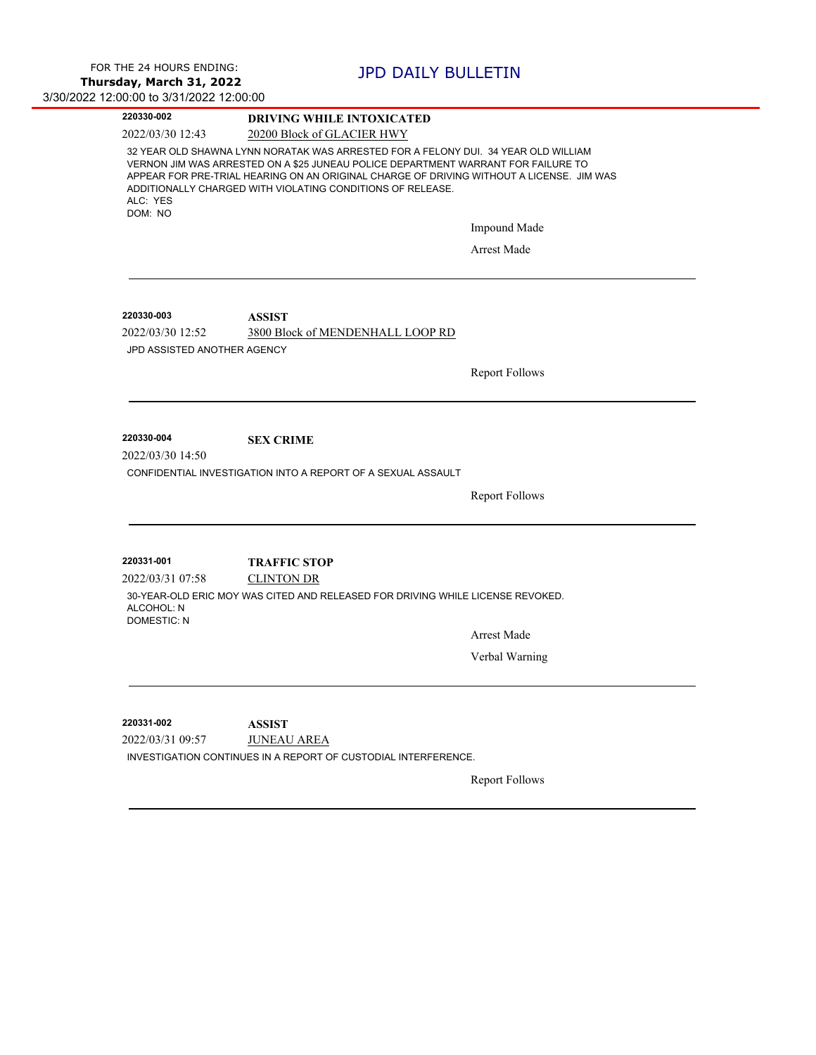FOR THE 24 HOURS ENDING:
**Thursday, March 31, 2022**
3/30/2022 12:00:00 to 3/31/2022 12:00:00

# JPD DAILY BULLETIN

---

**220330-002** — **DRIVING WHILE INTOXICATED**

2022/03/30 12:43 — 20200 Block of GLACIER HWY

32 YEAR OLD SHAWNA LYNN NORATAK WAS ARRESTED FOR A FELONY DUI. 34 YEAR OLD WILLIAM VERNON JIM WAS ARRESTED ON A $25 JUNEAU POLICE DEPARTMENT WARRANT FOR FAILURE TO APPEAR FOR PRE-TRIAL HEARING ON AN ORIGINAL CHARGE OF DRIVING WITHOUT A LICENSE. JIM WAS ADDITIONALLY CHARGED WITH VIOLATING CONDITIONS OF RELEASE.
ALC: YES
DOM: NO

Impound Made

Arrest Made

---

**220330-003** — **ASSIST**

2022/03/30 12:52 — 3800 Block of MENDENHALL LOOP RD

JPD ASSISTED ANOTHER AGENCY

Report Follows

---

**220330-004** — **SEX CRIME**

2022/03/30 14:50

CONFIDENTIAL INVESTIGATION INTO A REPORT OF A SEXUAL ASSAULT

Report Follows

---

**220331-001** — **TRAFFIC STOP**

2022/03/31 07:58 — CLINTON DR

30-YEAR-OLD ERIC MOY WAS CITED AND RELEASED FOR DRIVING WHILE LICENSE REVOKED.
ALCOHOL: N
DOMESTIC: N

Arrest Made

Verbal Warning

---

**220331-002** — **ASSIST**

2022/03/31 09:57 — JUNEAU AREA

INVESTIGATION CONTINUES IN A REPORT OF CUSTODIAL INTERFERENCE.

Report Follows

---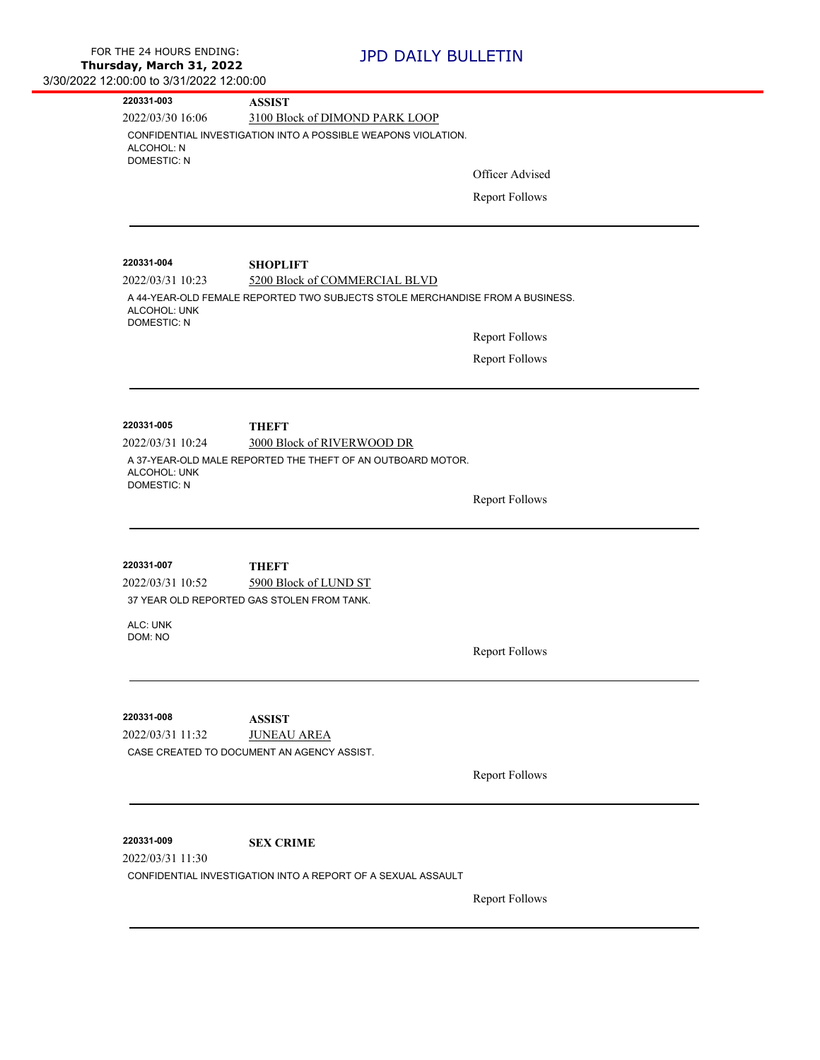FOR THE 24 HOURS ENDING:
**Thursday, March 31, 2022**
3/30/2022 12:00:00 to 3/31/2022 12:00:00

# JPD DAILY BULLETIN

---

**220331-003** **ASSIST**
2022/03/30 16:06 3100 Block of DIMOND PARK LOOP
CONFIDENTIAL INVESTIGATION INTO A POSSIBLE WEAPONS VIOLATION.
ALCOHOL: N
DOMESTIC: N

Officer Advised

Report Follows

---

**220331-004** **SHOPLIFT**
2022/03/31 10:23 5200 Block of COMMERCIAL BLVD
A 44-YEAR-OLD FEMALE REPORTED TWO SUBJECTS STOLE MERCHANDISE FROM A BUSINESS.
ALCOHOL: UNK
DOMESTIC: N

Report Follows

Report Follows

---

**220331-005** **THEFT**
2022/03/31 10:24 3000 Block of RIVERWOOD DR
A 37-YEAR-OLD MALE REPORTED THE THEFT OF AN OUTBOARD MOTOR.
ALCOHOL: UNK
DOMESTIC: N

Report Follows

---

**220331-007** **THEFT**
2022/03/31 10:52 5900 Block of LUND ST
37 YEAR OLD REPORTED GAS STOLEN FROM TANK.

ALC: UNK
DOM: NO

Report Follows

---

**220331-008** **ASSIST**
2022/03/31 11:32 JUNEAU AREA
CASE CREATED TO DOCUMENT AN AGENCY ASSIST.

Report Follows

---

**220331-009** **SEX CRIME**
2022/03/31 11:30
CONFIDENTIAL INVESTIGATION INTO A REPORT OF A SEXUAL ASSAULT

Report Follows

---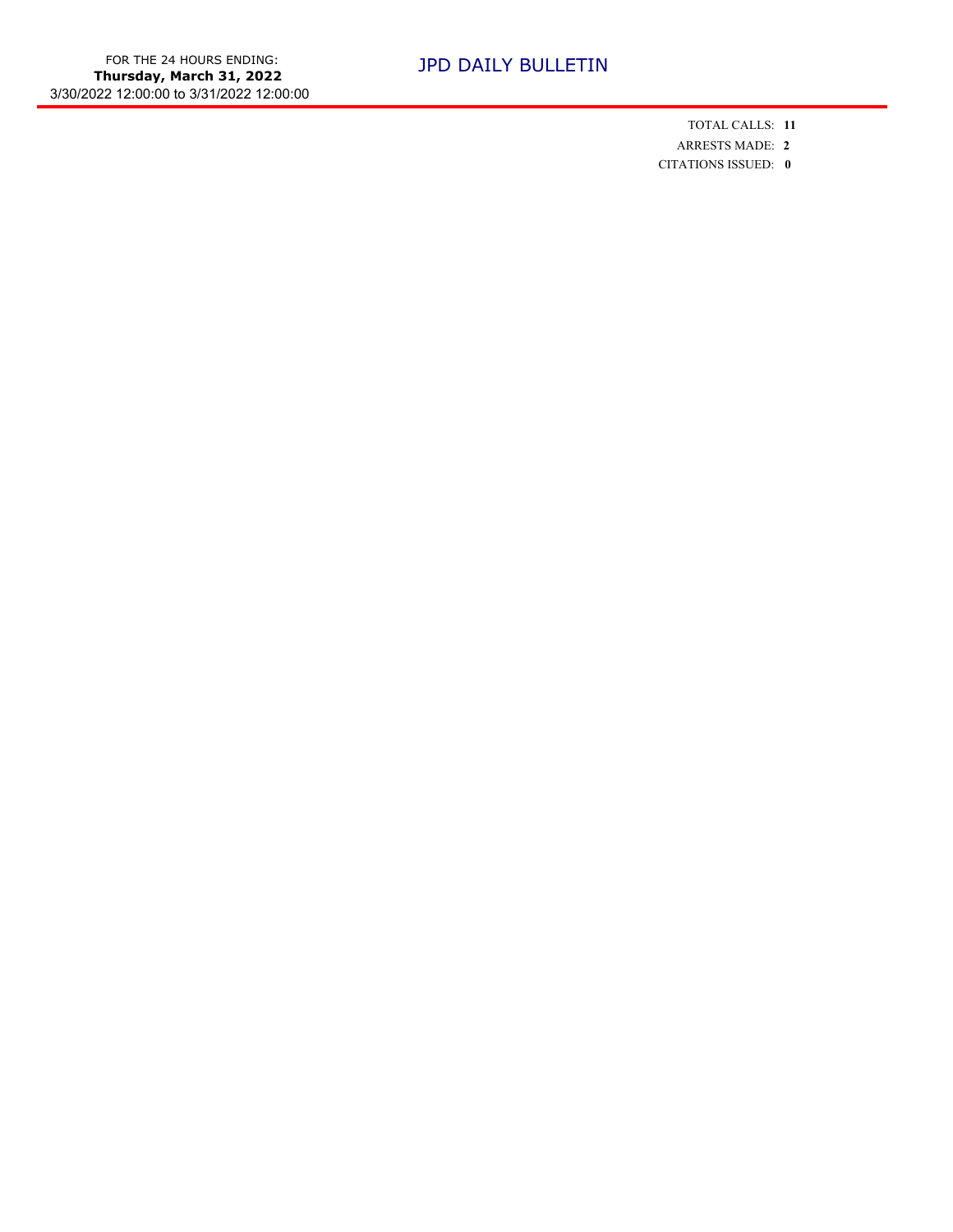FOR THE 24 HOURS ENDING:
**Thursday, March 31, 2022**
3/30/2022 12:00:00 to 3/31/2022 12:00:00

# JPD DAILY BULLETIN

TOTAL CALLS: **11**

ARRESTS MADE: **2**

CITATIONS ISSUED: **0**